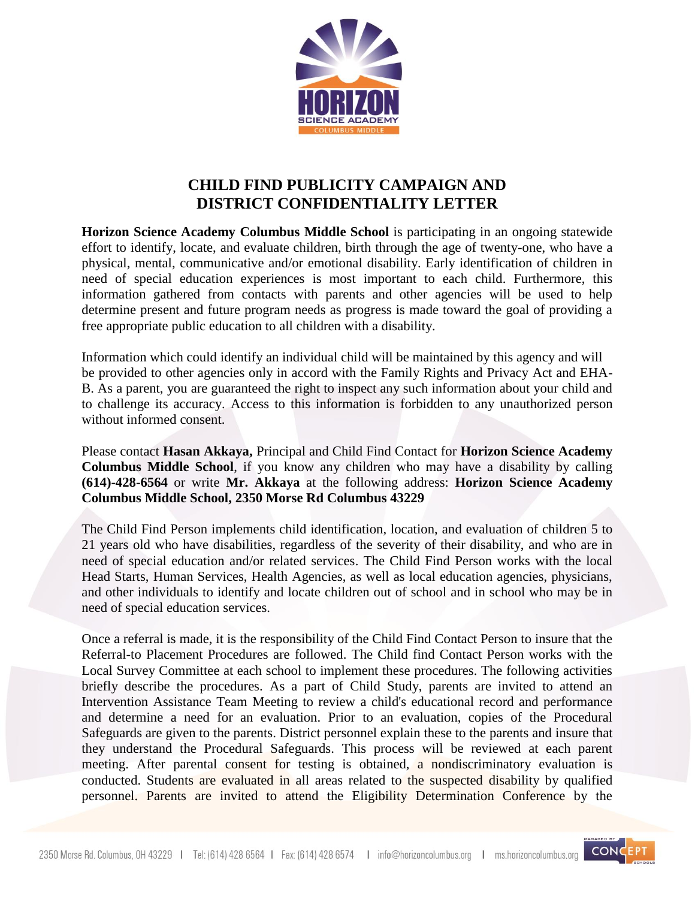# CHILD FIND PUBLICITY CAMPAIGN AND DISTRICT CONFIDENTIALITY LETTER

**Horizon Science Academy Columbus Middle School** is participating in an ongoing statewide effort to identify, locate, and evaluate children, birth through the age of twenty-one, who have a physical, mental, communicative and/or emotional disability. Early identification of children in need of special education experiences is most important to each child. Furthermore, this information gathered from contacts with parents and other agencies will be used to help determine present and future program needs as progress is made toward the goal of providing a free appropriate public education to all children with a disability.

Information which could identify an individual child will be maintained by this agency and will be provided to other agencies only in accord with the Family Rights and Privacy Act and EHA-B. As a parent, you are guaranteed the right to inspect any such information about your child and to challenge its accuracy. Access to this information is forbidden to any unauthorized person without informed consent.

Please contact **Hasan Akkaya,** Principal and Child Find Contact for **Horizon Science Academy Columbus Middle School**, if you know any children who may have a disability by calling **(614)-428-6564** or write **Mr. Akkaya** at the following address: **Horizon Science Academy Columbus Middle School, 2350 Morse Rd Columbus 43229**

The Child Find Person implements child identification, location, and evaluation of children 5 to 21 years old who have disabilities, regardless of the severity of their disability, and who are in need of special education and/or related services. The Child Find Person works with the local Head Starts, Human Services, Health Agencies, as well as local education agencies, physicians, and other individuals to identify and locate children out of school and in school who may be in need of special education services.

Once a referral is made, it is the responsibility of the Child Find Contact Person to insure that the Referral-to Placement Procedures are followed. The Child find Contact Person works with the Local Survey Committee at each school to implement these procedures. The following activities briefly describe the procedures. As a part of Child Study, parents are invited to attend an Intervention Assistance Team Meeting to review a child's educational record and performance and determine a need for an evaluation. Prior to an evaluation, copies of the Procedural Safeguards are given to the parents. District personnel explain these to the parents and insure that they understand the Procedural Safeguards. This process will be reviewed at each parent meeting. After parental consent for testing is obtained, a nondiscriminatory evaluation is conducted. Students are evaluated in all areas related to the suspected disability by qualified personnel. Parents are invited to attend the Eligibility Determination Conference by the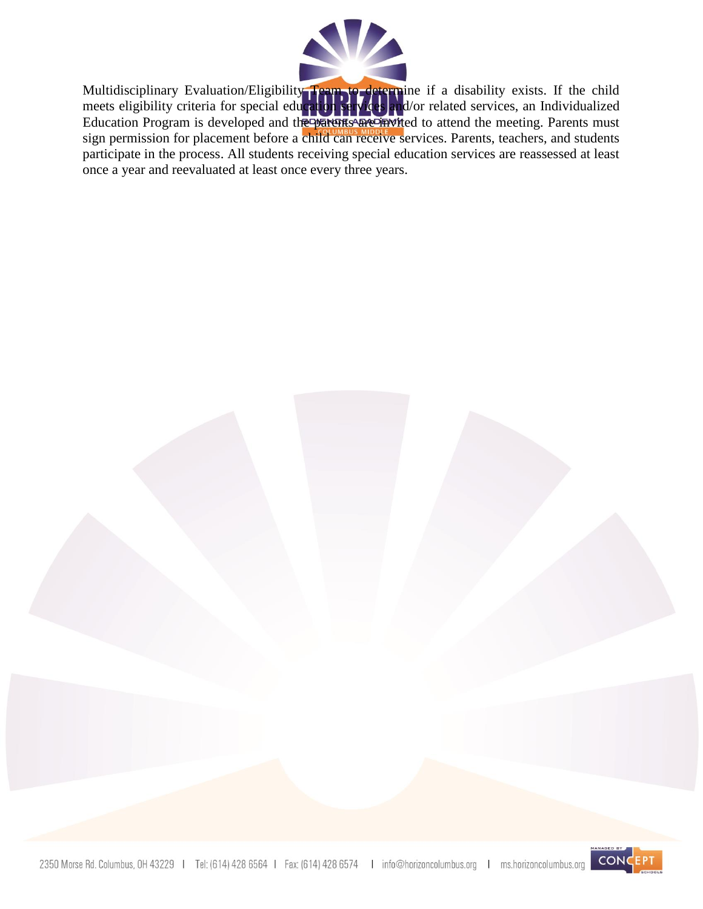Multidisciplinary Evaluation/Eligibility Team to determine if a disability exists. If the child meets eligibility criteria for special education services and/or related services, an Individualized Education Program is developed and the parents are invited to attend the meeting. Parents must sign permission for placement before a child can receive services. Parents, teachers, and students participate in the process. All students receiving special education services are reassessed at least once a year and reevaluated at least once every three years.